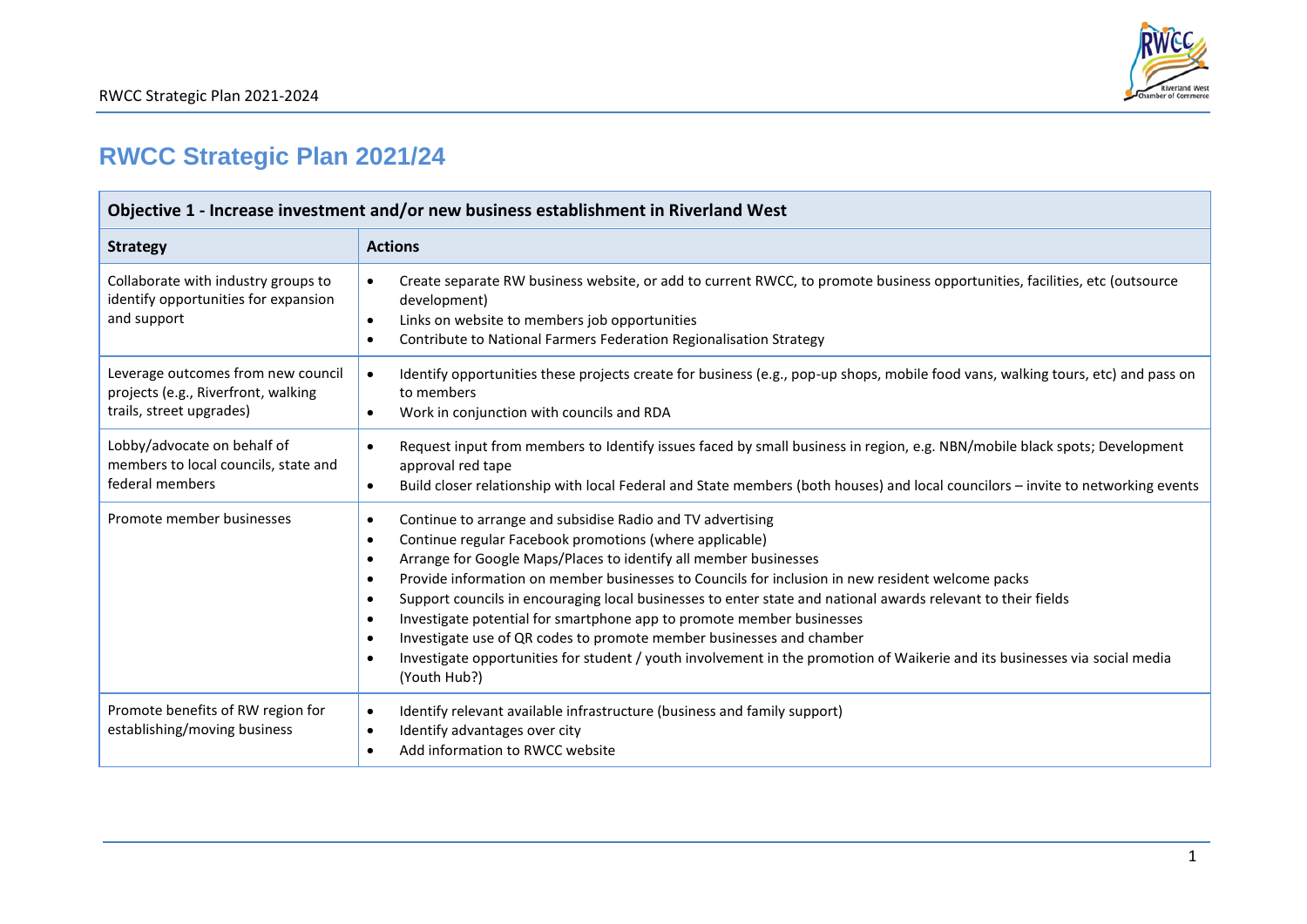# RWCC Strategic Plan 2021/24

| Objective 1 - Increase investment and/or new business establishment in Riverland West | |
|---|---|
| **Strategy** | **Actions** |
| Collaborate with industry groups to identify opportunities for expansion and support | • Create separate RW business website, or add to current RWCC, to promote business opportunities, facilities, etc (outsource development)<br>• Links on website to members job opportunities<br>• Contribute to National Farmers Federation Regionalisation Strategy |
| Leverage outcomes from new council projects (e.g., Riverfront, walking trails, street upgrades) | • Identify opportunities these projects create for business (e.g., pop-up shops, mobile food vans, walking tours, etc) and pass on to members<br>• Work in conjunction with councils and RDA |
| Lobby/advocate on behalf of members to local councils, state and federal members | • Request input from members to Identify issues faced by small business in region, e.g. NBN/mobile black spots; Development approval red tape<br>• Build closer relationship with local Federal and State members (both houses) and local councilors – invite to networking events |
| Promote member businesses | • Continue to arrange and subsidise Radio and TV advertising<br>• Continue regular Facebook promotions (where applicable)<br>• Arrange for Google Maps/Places to identify all member businesses<br>• Provide information on member businesses to Councils for inclusion in new resident welcome packs<br>• Support councils in encouraging local businesses to enter state and national awards relevant to their fields<br>• Investigate potential for smartphone app to promote member businesses<br>• Investigate use of QR codes to promote member businesses and chamber<br>• Investigate opportunities for student / youth involvement in the promotion of Waikerie and its businesses via social media (Youth Hub?) |
| Promote benefits of RW region for establishing/moving business | • Identify relevant available infrastructure (business and family support)<br>• Identify advantages over city<br>• Add information to RWCC website |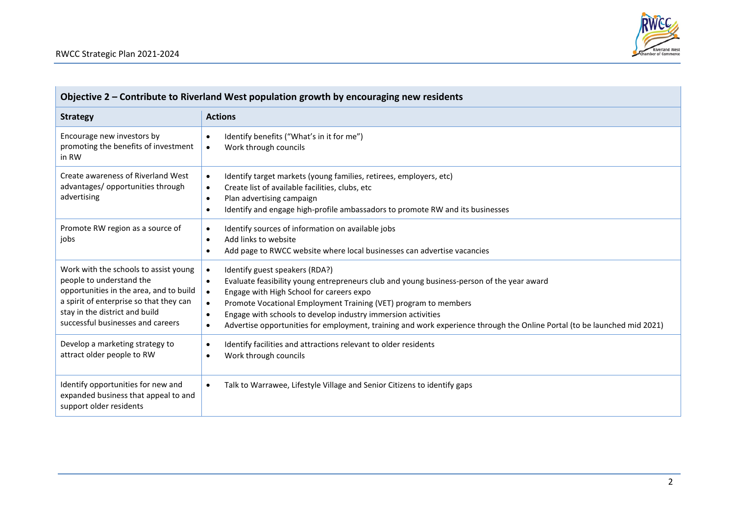| Objective 2 – Contribute to Riverland West population growth by encouraging new residents | |
|---|---|
| **Strategy** | **Actions** |
| Encourage new investors by promoting the benefits of investment in RW | • Identify benefits ("What's in it for me")<br>• Work through councils |
| Create awareness of Riverland West advantages/ opportunities through advertising | • Identify target markets (young families, retirees, employers, etc)<br>• Create list of available facilities, clubs, etc<br>• Plan advertising campaign<br>• Identify and engage high-profile ambassadors to promote RW and its businesses |
| Promote RW region as a source of jobs | • Identify sources of information on available jobs<br>• Add links to website<br>• Add page to RWCC website where local businesses can advertise vacancies |
| Work with the schools to assist young people to understand the opportunities in the area, and to build a spirit of enterprise so that they can stay in the district and build successful businesses and careers | • Identify guest speakers (RDA?)<br>• Evaluate feasibility young entrepreneurs club and young business-person of the year award<br>• Engage with High School for careers expo<br>• Promote Vocational Employment Training (VET) program to members<br>• Engage with schools to develop industry immersion activities<br>• Advertise opportunities for employment, training and work experience through the Online Portal (to be launched mid 2021) |
| Develop a marketing strategy to attract older people to RW | • Identify facilities and attractions relevant to older residents<br>• Work through councils |
| Identify opportunities for new and expanded business that appeal to and support older residents | • Talk to Warrawee, Lifestyle Village and Senior Citizens to identify gaps |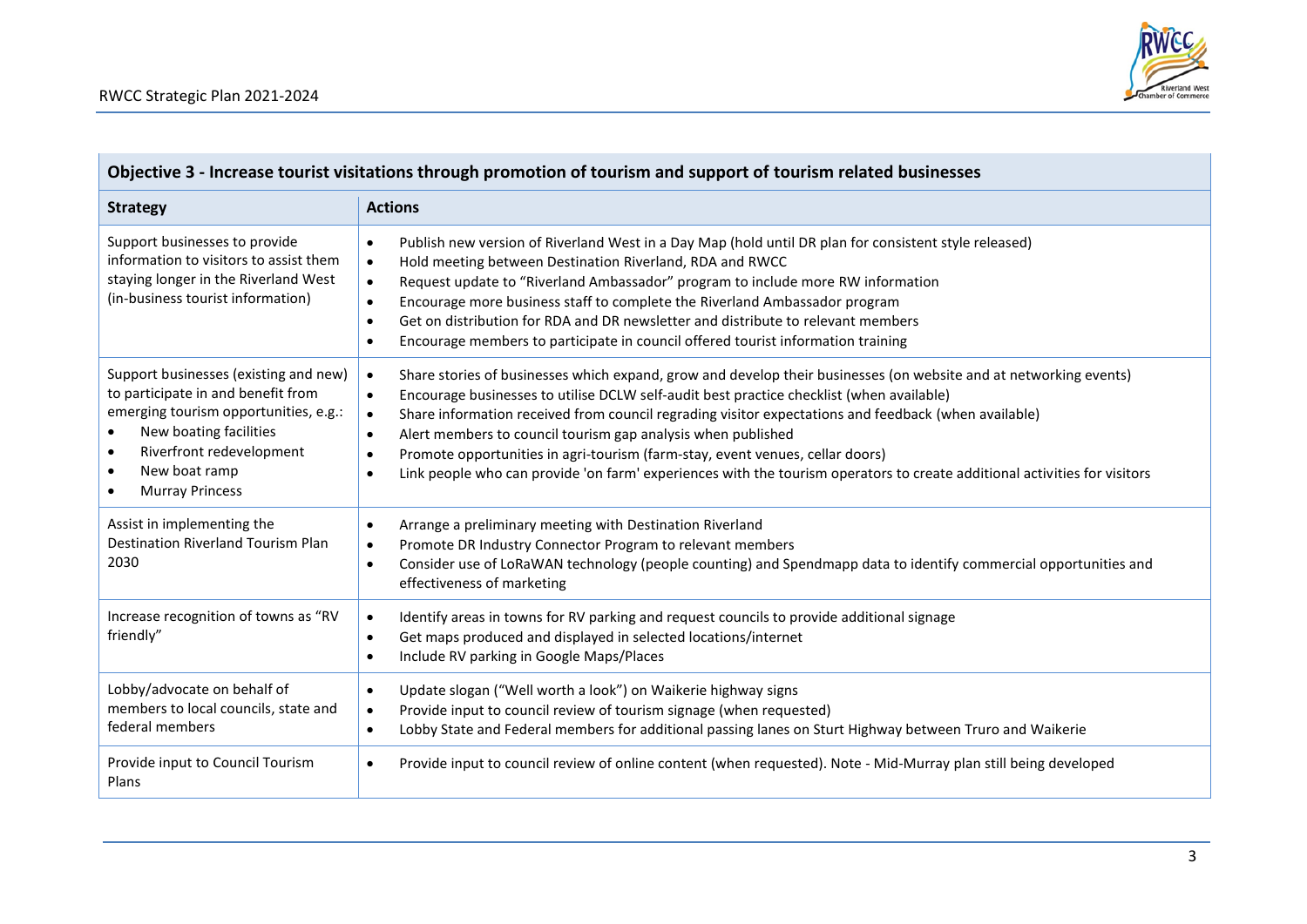| Objective 3 - Increase tourist visitations through promotion of tourism and support of tourism related businesses | |
|---|---|
| **Strategy** | **Actions** |
| Support businesses to provide information to visitors to assist them staying longer in the Riverland West (in-business tourist information) | • Publish new version of Riverland West in a Day Map (hold until DR plan for consistent style released)<br>• Hold meeting between Destination Riverland, RDA and RWCC<br>• Request update to "Riverland Ambassador" program to include more RW information<br>• Encourage more business staff to complete the Riverland Ambassador program<br>• Get on distribution for RDA and DR newsletter and distribute to relevant members<br>• Encourage members to participate in council offered tourist information training |
| Support businesses (existing and new) to participate in and benefit from emerging tourism opportunities, e.g.:<br>• New boating facilities<br>• Riverfront redevelopment<br>• New boat ramp<br>• Murray Princess | • Share stories of businesses which expand, grow and develop their businesses (on website and at networking events)<br>• Encourage businesses to utilise DCLW self-audit best practice checklist (when available)<br>• Share information received from council regrading visitor expectations and feedback (when available)<br>• Alert members to council tourism gap analysis when published<br>• Promote opportunities in agri-tourism (farm-stay, event venues, cellar doors)<br>• Link people who can provide 'on farm' experiences with the tourism operators to create additional activities for visitors |
| Assist in implementing the Destination Riverland Tourism Plan 2030 | • Arrange a preliminary meeting with Destination Riverland<br>• Promote DR Industry Connector Program to relevant members<br>• Consider use of LoRaWAN technology (people counting) and Spendmapp data to identify commercial opportunities and effectiveness of marketing |
| Increase recognition of towns as "RV friendly" | • Identify areas in towns for RV parking and request councils to provide additional signage<br>• Get maps produced and displayed in selected locations/internet<br>• Include RV parking in Google Maps/Places |
| Lobby/advocate on behalf of members to local councils, state and federal members | • Update slogan ("Well worth a look") on Waikerie highway signs<br>• Provide input to council review of tourism signage (when requested)<br>• Lobby State and Federal members for additional passing lanes on Sturt Highway between Truro and Waikerie |
| Provide input to Council Tourism Plans | • Provide input to council review of online content (when requested). Note - Mid-Murray plan still being developed |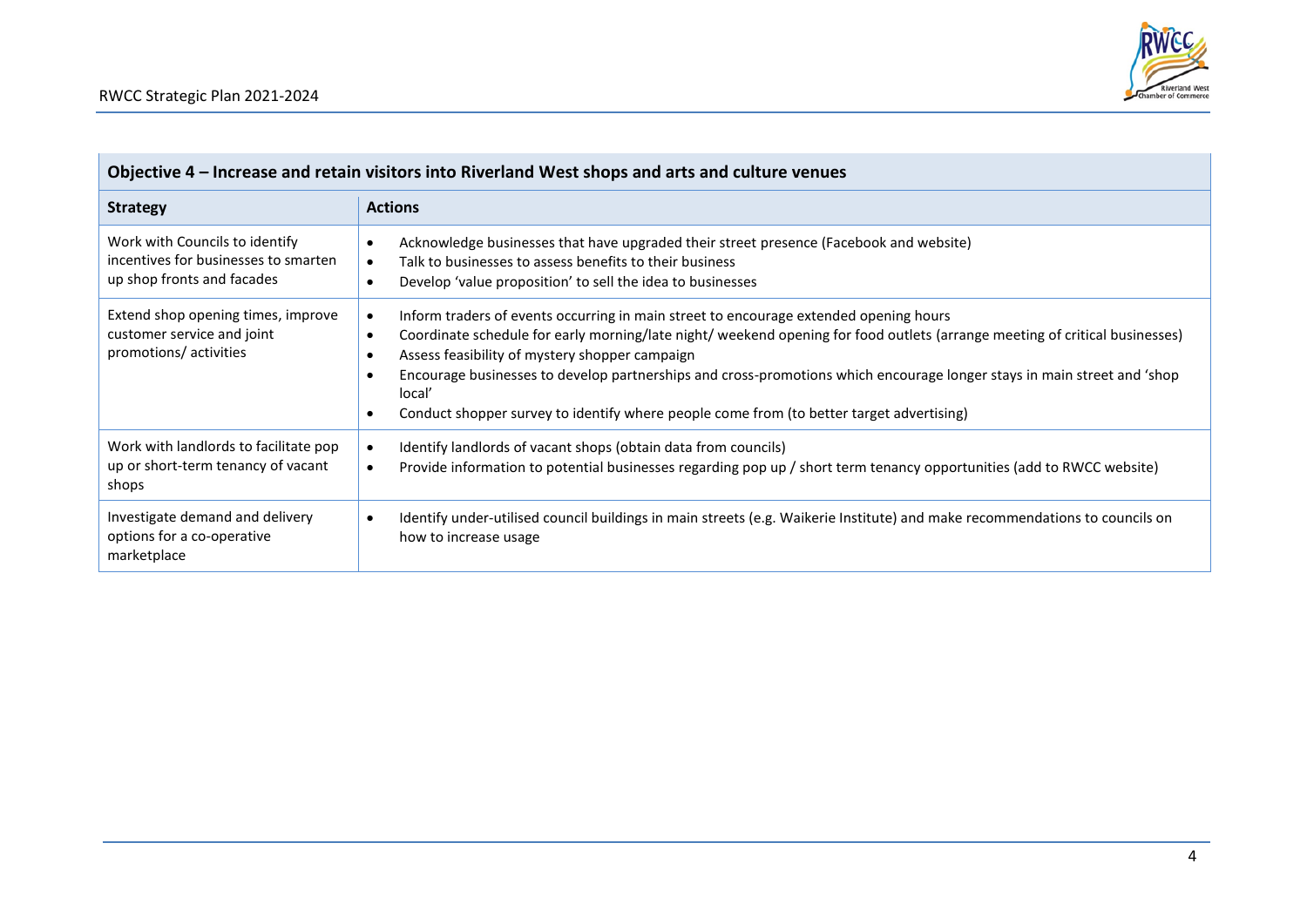| Objective 4 – Increase and retain visitors into Riverland West shops and arts and culture venues | |
|---|---|
| **Strategy** | **Actions** |
| Work with Councils to identify incentives for businesses to smarten up shop fronts and facades | • Acknowledge businesses that have upgraded their street presence (Facebook and website)<br>• Talk to businesses to assess benefits to their business<br>• Develop 'value proposition' to sell the idea to businesses |
| Extend shop opening times, improve customer service and joint promotions/ activities | • Inform traders of events occurring in main street to encourage extended opening hours<br>• Coordinate schedule for early morning/late night/ weekend opening for food outlets (arrange meeting of critical businesses)<br>• Assess feasibility of mystery shopper campaign<br>• Encourage businesses to develop partnerships and cross-promotions which encourage longer stays in main street and 'shop local'<br>• Conduct shopper survey to identify where people come from (to better target advertising) |
| Work with landlords to facilitate pop up or short-term tenancy of vacant shops | • Identify landlords of vacant shops (obtain data from councils)<br>• Provide information to potential businesses regarding pop up / short term tenancy opportunities (add to RWCC website) |
| Investigate demand and delivery options for a co-operative marketplace | • Identify under-utilised council buildings in main streets (e.g. Waikerie Institute) and make recommendations to councils on how to increase usage |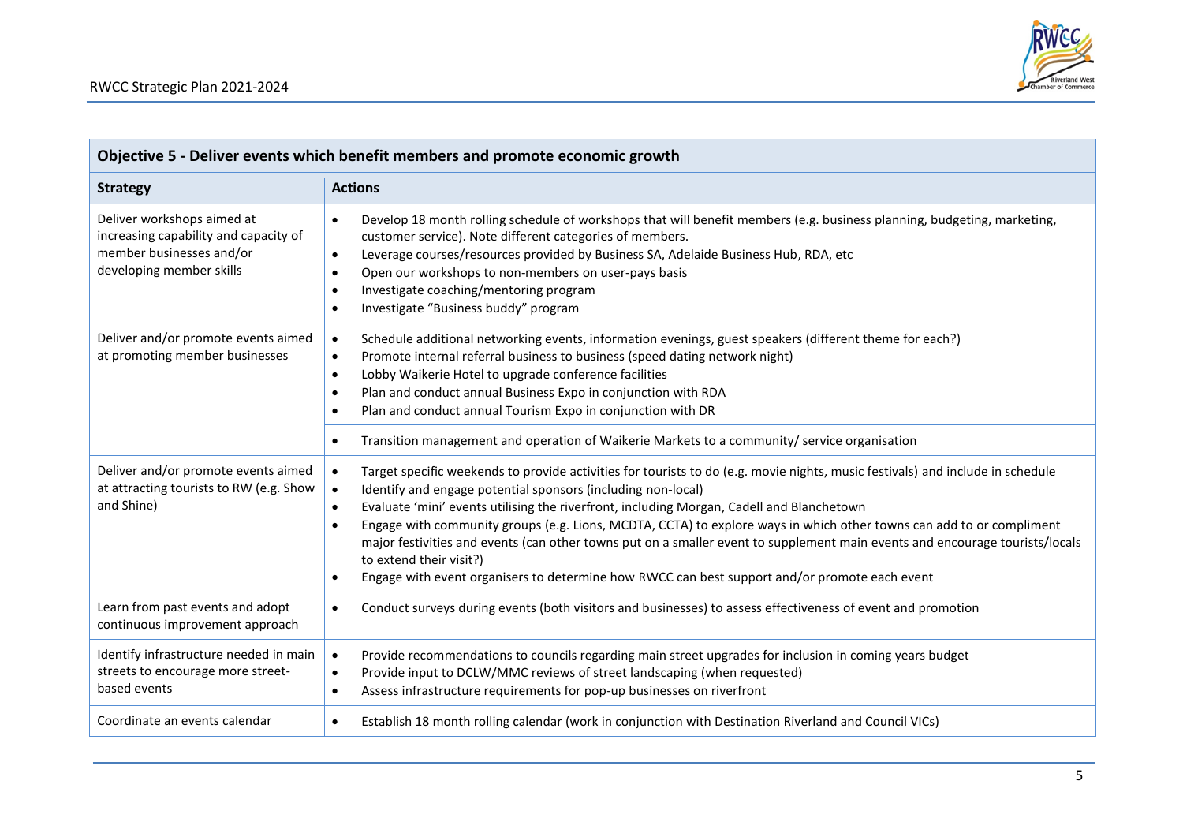| Objective 5 - Deliver events which benefit members and promote economic growth | |
|---|---|
| **Strategy** | **Actions** |
| Deliver workshops aimed at increasing capability and capacity of member businesses and/or developing member skills | • Develop 18 month rolling schedule of workshops that will benefit members (e.g. business planning, budgeting, marketing, customer service). Note different categories of members.<br>• Leverage courses/resources provided by Business SA, Adelaide Business Hub, RDA, etc<br>• Open our workshops to non-members on user-pays basis<br>• Investigate coaching/mentoring program<br>• Investigate "Business buddy" program |
| Deliver and/or promote events aimed at promoting member businesses | • Schedule additional networking events, information evenings, guest speakers (different theme for each?)<br>• Promote internal referral business to business (speed dating network night)<br>• Lobby Waikerie Hotel to upgrade conference facilities<br>• Plan and conduct annual Business Expo in conjunction with RDA<br>• Plan and conduct annual Tourism Expo in conjunction with DR |
| | • Transition management and operation of Waikerie Markets to a community/ service organisation |
| Deliver and/or promote events aimed at attracting tourists to RW (e.g. Show and Shine) | • Target specific weekends to provide activities for tourists to do (e.g. movie nights, music festivals) and include in schedule<br>• Identify and engage potential sponsors (including non-local)<br>• Evaluate 'mini' events utilising the riverfront, including Morgan, Cadell and Blanchetown<br>• Engage with community groups (e.g. Lions, MCDTA, CCTA) to explore ways in which other towns can add to or compliment major festivities and events (can other towns put on a smaller event to supplement main events and encourage tourists/locals to extend their visit?)<br>• Engage with event organisers to determine how RWCC can best support and/or promote each event |
| Learn from past events and adopt continuous improvement approach | • Conduct surveys during events (both visitors and businesses) to assess effectiveness of event and promotion |
| Identify infrastructure needed in main streets to encourage more street-based events | • Provide recommendations to councils regarding main street upgrades for inclusion in coming years budget<br>• Provide input to DCLW/MMC reviews of street landscaping (when requested)<br>• Assess infrastructure requirements for pop-up businesses on riverfront |
| Coordinate an events calendar | • Establish 18 month rolling calendar (work in conjunction with Destination Riverland and Council VICs) |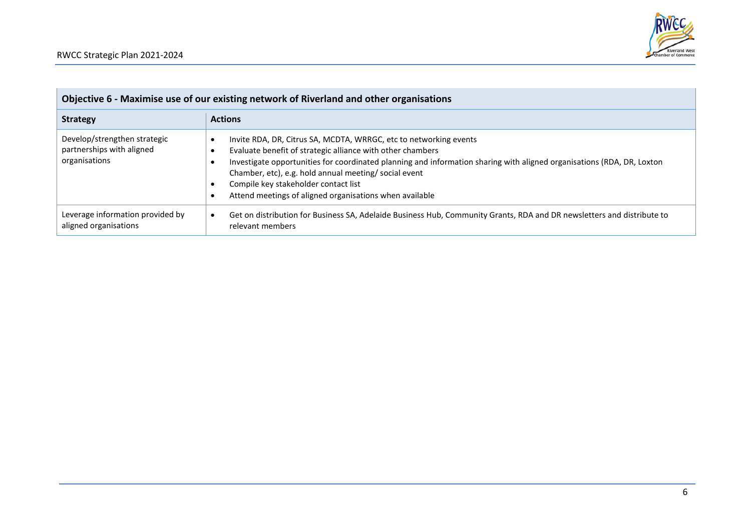| Objective 6 - Maximise use of our existing network of Riverland and other organisations | |
|---|---|
| **Strategy** | **Actions** |
| Develop/strengthen strategic partnerships with aligned organisations | • Invite RDA, DR, Citrus SA, MCDTA, WRRGC, etc to networking events<br>• Evaluate benefit of strategic alliance with other chambers<br>• Investigate opportunities for coordinated planning and information sharing with aligned organisations (RDA, DR, Loxton Chamber, etc), e.g. hold annual meeting/ social event<br>• Compile key stakeholder contact list<br>• Attend meetings of aligned organisations when available |
| Leverage information provided by aligned organisations | • Get on distribution for Business SA, Adelaide Business Hub, Community Grants, RDA and DR newsletters and distribute to relevant members |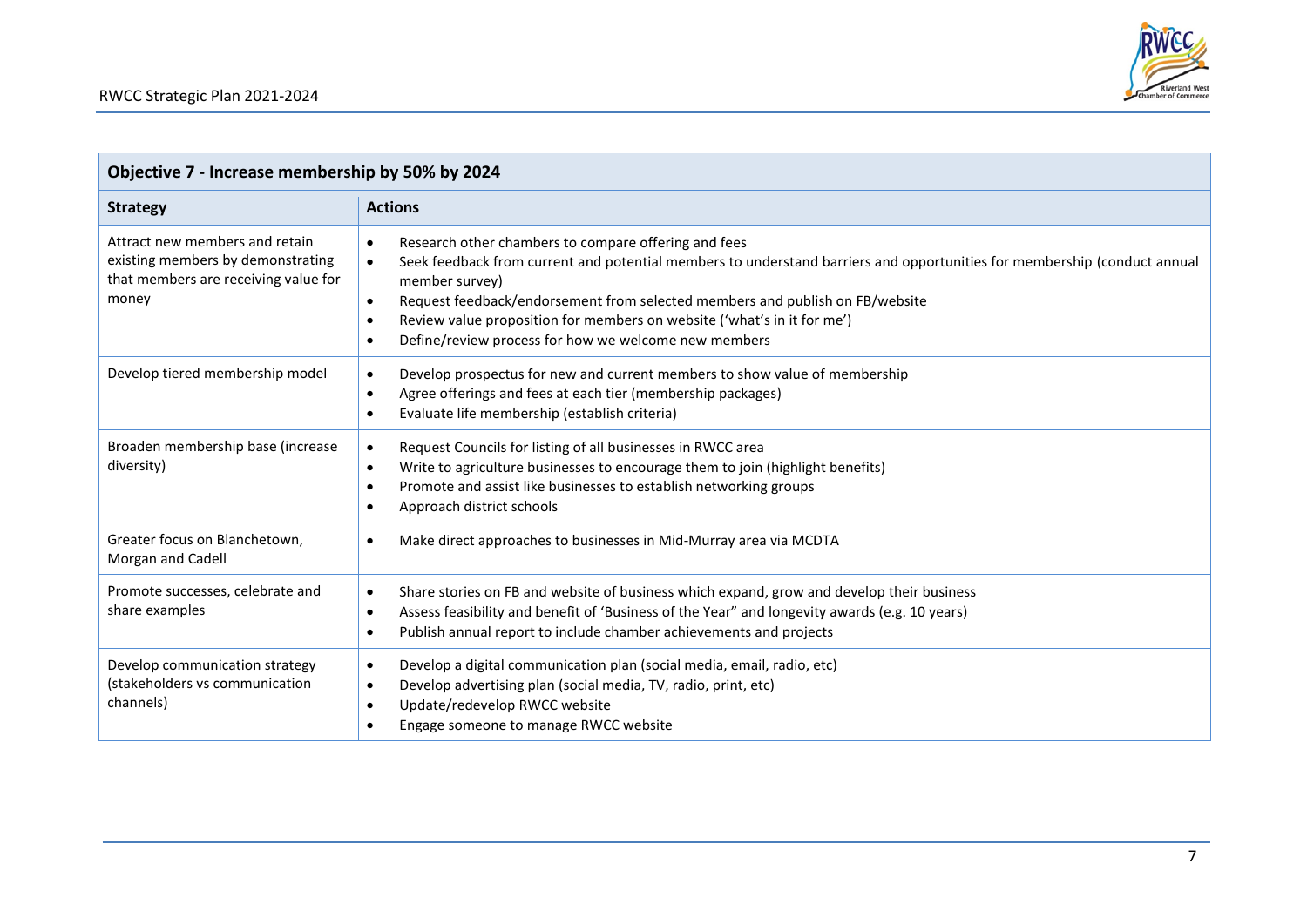## Objective 7 - Increase membership by 50% by 2024

| Strategy | Actions |
|---|---|
| Attract new members and retain existing members by demonstrating that members are receiving value for money | • Research other chambers to compare offering and fees<br>• Seek feedback from current and potential members to understand barriers and opportunities for membership (conduct annual member survey)<br>• Request feedback/endorsement from selected members and publish on FB/website<br>• Review value proposition for members on website ('what's in it for me')<br>• Define/review process for how we welcome new members |
| Develop tiered membership model | • Develop prospectus for new and current members to show value of membership<br>• Agree offerings and fees at each tier (membership packages)<br>• Evaluate life membership (establish criteria) |
| Broaden membership base (increase diversity) | • Request Councils for listing of all businesses in RWCC area<br>• Write to agriculture businesses to encourage them to join (highlight benefits)<br>• Promote and assist like businesses to establish networking groups<br>• Approach district schools |
| Greater focus on Blanchetown, Morgan and Cadell | • Make direct approaches to businesses in Mid-Murray area via MCDTA |
| Promote successes, celebrate and share examples | • Share stories on FB and website of business which expand, grow and develop their business<br>• Assess feasibility and benefit of 'Business of the Year" and longevity awards (e.g. 10 years)<br>• Publish annual report to include chamber achievements and projects |
| Develop communication strategy (stakeholders vs communication channels) | • Develop a digital communication plan (social media, email, radio, etc)<br>• Develop advertising plan (social media, TV, radio, print, etc)<br>• Update/redevelop RWCC website<br>• Engage someone to manage RWCC website |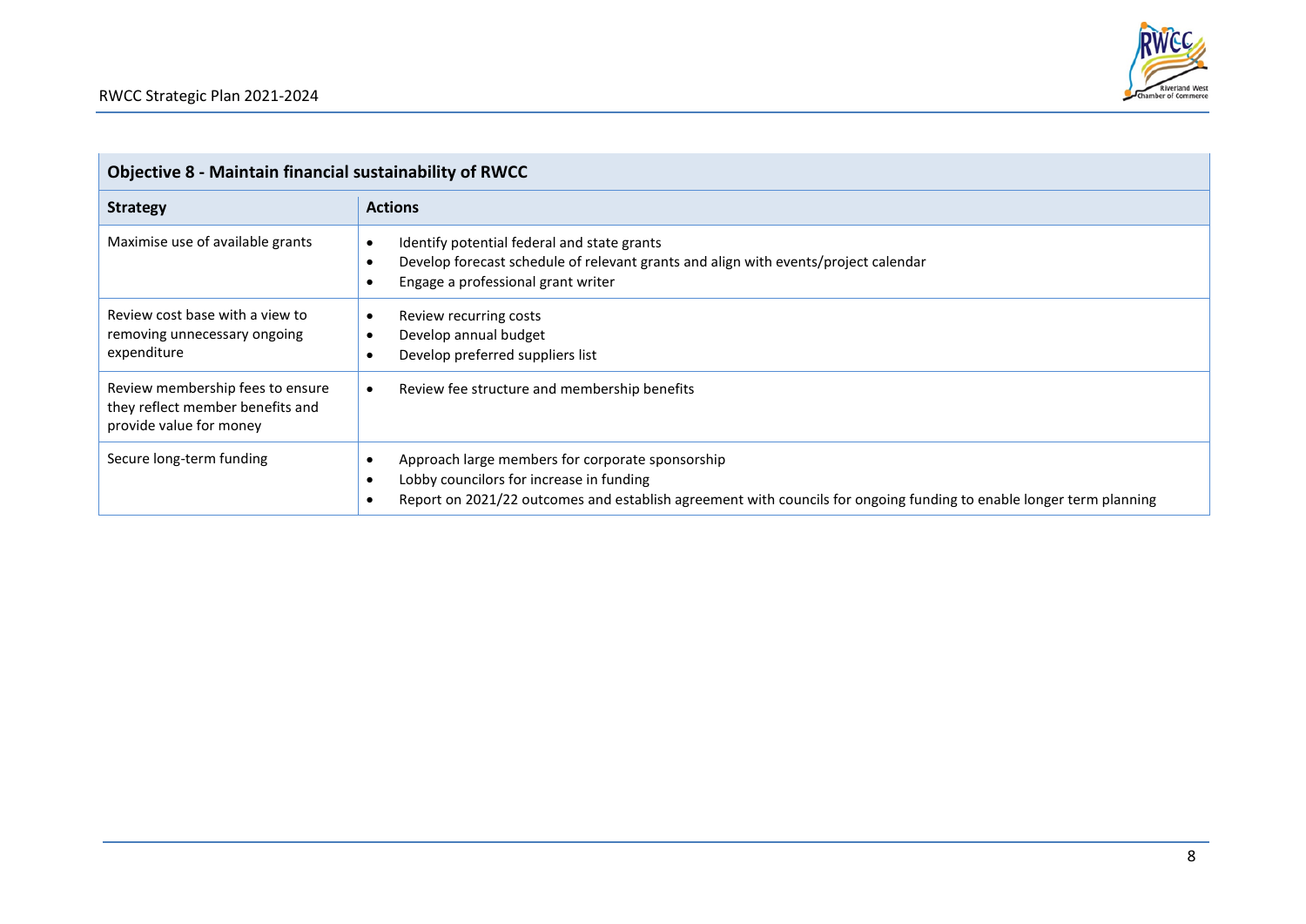| Objective 8 - Maintain financial sustainability of RWCC | |
|---|---|
| **Strategy** | **Actions** |
| Maximise use of available grants | • Identify potential federal and state grants<br>• Develop forecast schedule of relevant grants and align with events/project calendar<br>• Engage a professional grant writer |
| Review cost base with a view to removing unnecessary ongoing expenditure | • Review recurring costs<br>• Develop annual budget<br>• Develop preferred suppliers list |
| Review membership fees to ensure they reflect member benefits and provide value for money | • Review fee structure and membership benefits |
| Secure long-term funding | • Approach large members for corporate sponsorship<br>• Lobby councilors for increase in funding<br>• Report on 2021/22 outcomes and establish agreement with councils for ongoing funding to enable longer term planning |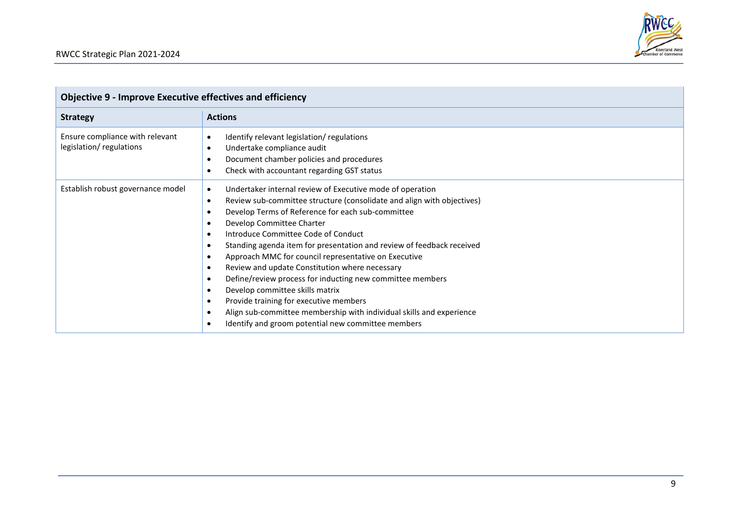| Objective 9 - Improve Executive effectives and efficiency | |
|---|---|
| **Strategy** | **Actions** |
| Ensure compliance with relevant legislation/ regulations | • Identify relevant legislation/ regulations<br>• Undertake compliance audit<br>• Document chamber policies and procedures<br>• Check with accountant regarding GST status |
| Establish robust governance model | • Undertaker internal review of Executive mode of operation<br>• Review sub-committee structure (consolidate and align with objectives)<br>• Develop Terms of Reference for each sub-committee<br>• Develop Committee Charter<br>• Introduce Committee Code of Conduct<br>• Standing agenda item for presentation and review of feedback received<br>• Approach MMC for council representative on Executive<br>• Review and update Constitution where necessary<br>• Define/review process for inducting new committee members<br>• Develop committee skills matrix<br>• Provide training for executive members<br>• Align sub-committee membership with individual skills and experience<br>• Identify and groom potential new committee members |